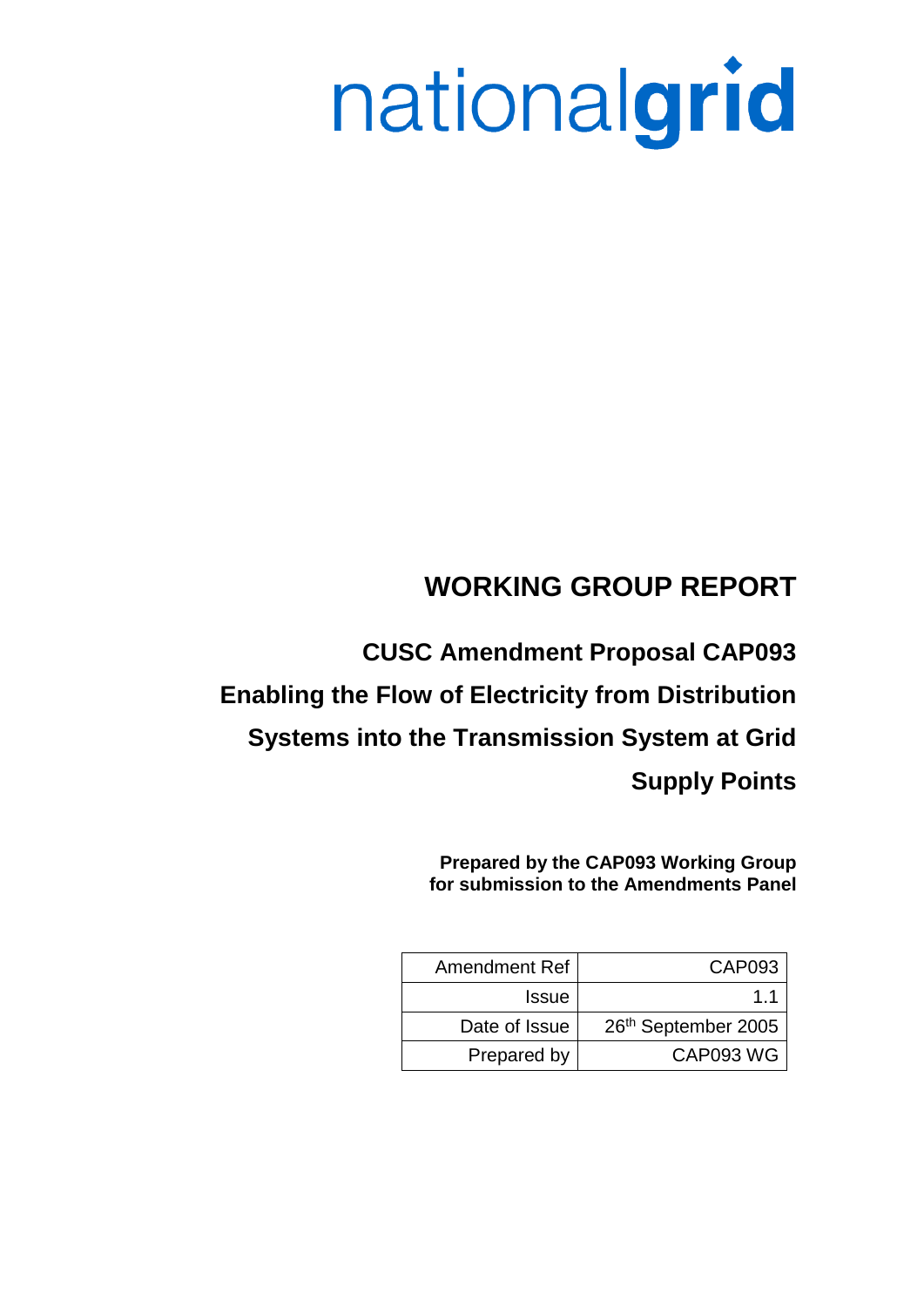nationalgrid

# WORKING GROUP REPORT

## CUSC Amendment Proposal CAP093

## Enabling the Flow of Electricity from Distribution Systems into the Transmission System at Grid Supply Points

**Prepared by the CAP093 Working Group for submission to the Amendments Panel**

| Amendment Ref | CAP093 |
|---|---|
| Issue | 1.1 |
| Date of Issue | 26th September 2005 |
| Prepared by | CAP093 WG |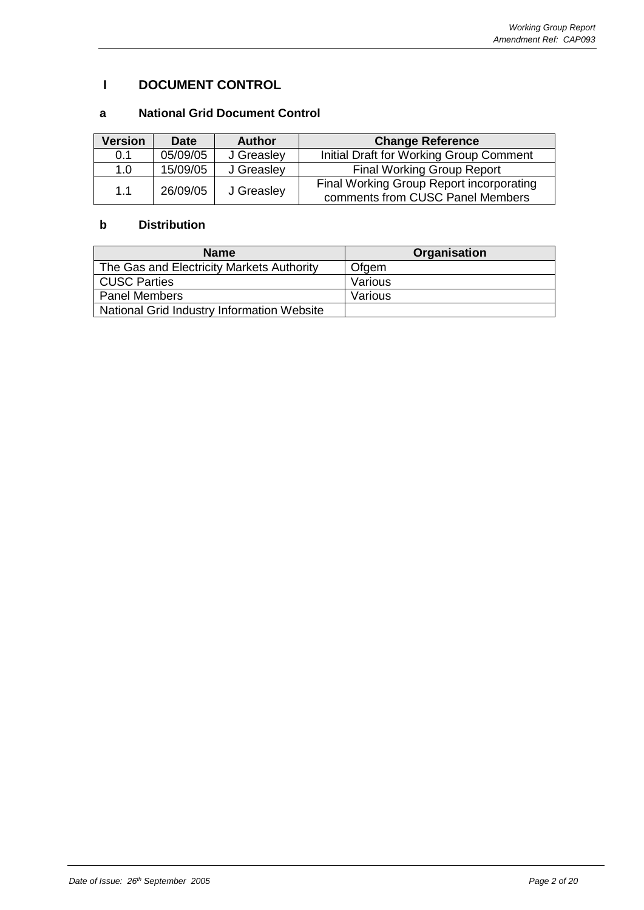# I DOCUMENT CONTROL

## a National Grid Document Control

| Version | Date | Author | Change Reference |
|---|---|---|---|
| 0.1 | 05/09/05 | J Greasley | Initial Draft for Working Group Comment |
| 1.0 | 15/09/05 | J Greasley | Final Working Group Report |
| 1.1 | 26/09/05 | J Greasley | Final Working Group Report incorporating comments from CUSC Panel Members |

## b Distribution

| Name | Organisation |
|---|---|
| The Gas and Electricity Markets Authority | Ofgem |
| CUSC Parties | Various |
| Panel Members | Various |
| National Grid Industry Information Website | |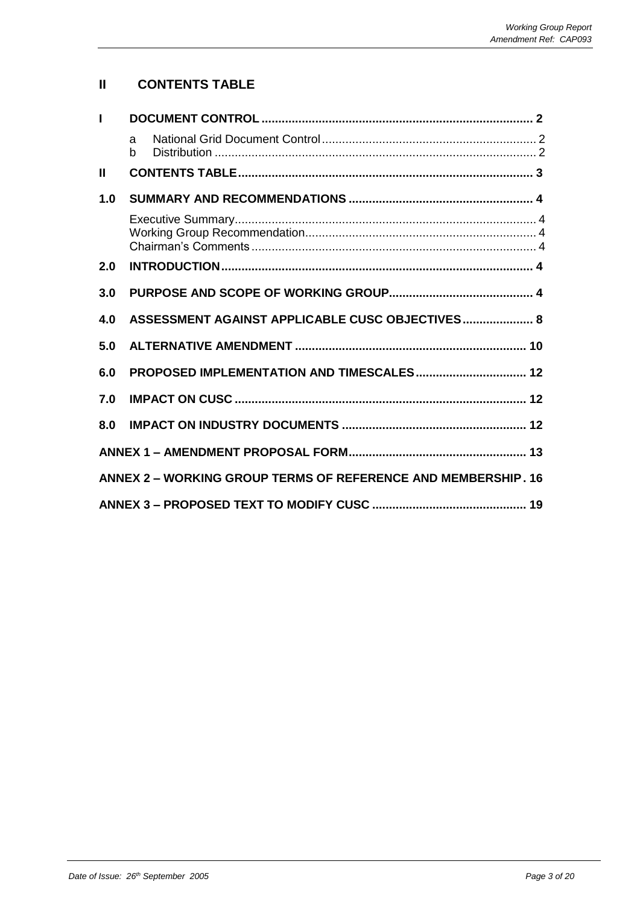## II CONTENTS TABLE

| | | |
|---|---|---|
| **I** | **DOCUMENT CONTROL** | **2** |
| | a National Grid Document Control | 2 |
| | b Distribution | 2 |
| **II** | **CONTENTS TABLE** | **3** |
| **1.0** | **SUMMARY AND RECOMMENDATIONS** | **4** |
| | Executive Summary | 4 |
| | Working Group Recommendation | 4 |
| | Chairman's Comments | 4 |
| **2.0** | **INTRODUCTION** | **4** |
| **3.0** | **PURPOSE AND SCOPE OF WORKING GROUP** | **4** |
| **4.0** | **ASSESSMENT AGAINST APPLICABLE CUSC OBJECTIVES** | **8** |
| **5.0** | **ALTERNATIVE AMENDMENT** | **10** |
| **6.0** | **PROPOSED IMPLEMENTATION AND TIMESCALES** | **12** |
| **7.0** | **IMPACT ON CUSC** | **12** |
| **8.0** | **IMPACT ON INDUSTRY DOCUMENTS** | **12** |
| | **ANNEX 1 – AMENDMENT PROPOSAL FORM** | **13** |
| | **ANNEX 2 – WORKING GROUP TERMS OF REFERENCE AND MEMBERSHIP** | **16** |
| | **ANNEX 3 – PROPOSED TEXT TO MODIFY CUSC** | **19** |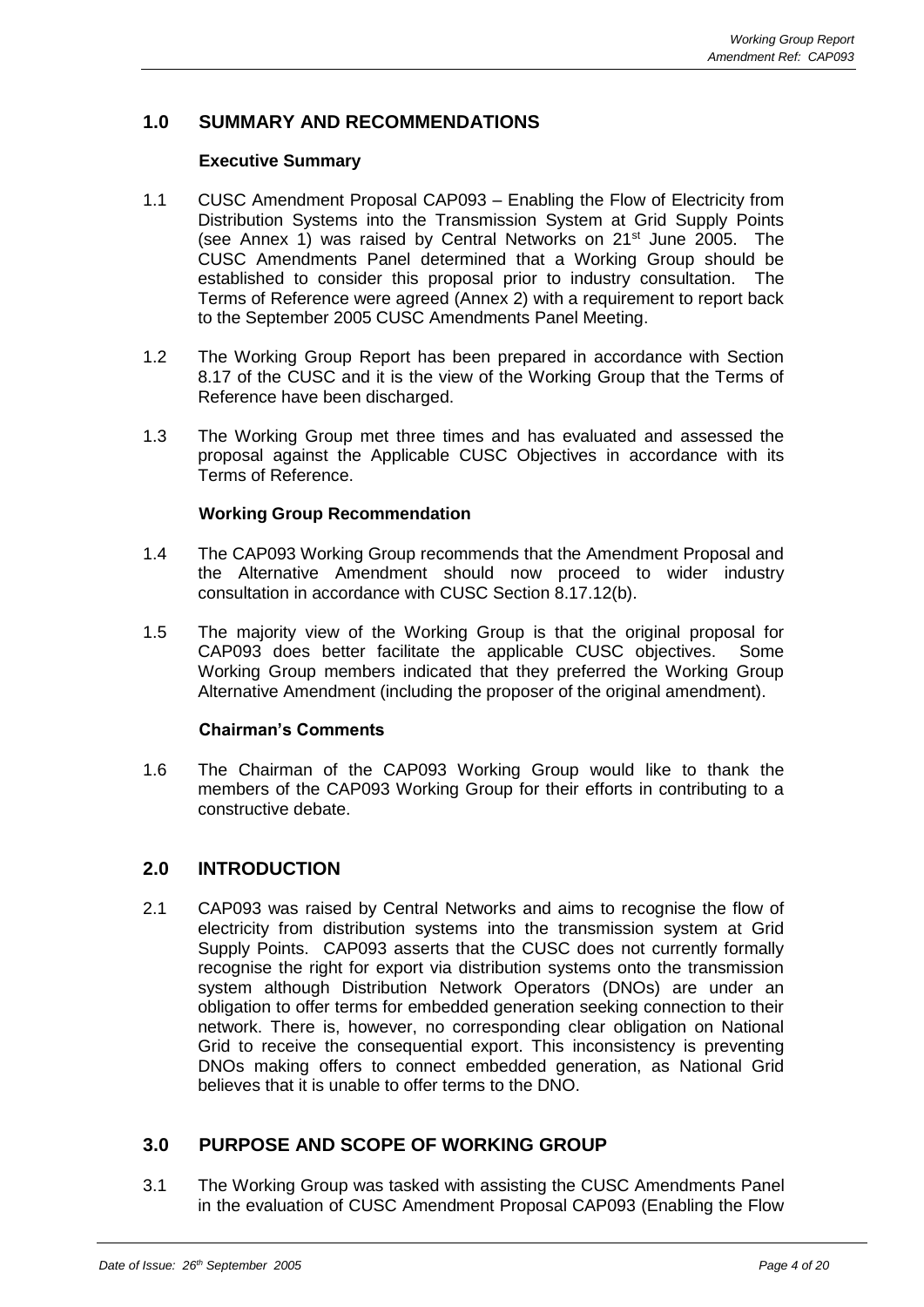## 1.0 SUMMARY AND RECOMMENDATIONS

### Executive Summary

1.1 CUSC Amendment Proposal CAP093 – Enabling the Flow of Electricity from Distribution Systems into the Transmission System at Grid Supply Points (see Annex 1) was raised by Central Networks on 21st June 2005. The CUSC Amendments Panel determined that a Working Group should be established to consider this proposal prior to industry consultation. The Terms of Reference were agreed (Annex 2) with a requirement to report back to the September 2005 CUSC Amendments Panel Meeting.

1.2 The Working Group Report has been prepared in accordance with Section 8.17 of the CUSC and it is the view of the Working Group that the Terms of Reference have been discharged.

1.3 The Working Group met three times and has evaluated and assessed the proposal against the Applicable CUSC Objectives in accordance with its Terms of Reference.

### Working Group Recommendation

1.4 The CAP093 Working Group recommends that the Amendment Proposal and the Alternative Amendment should now proceed to wider industry consultation in accordance with CUSC Section 8.17.12(b).

1.5 The majority view of the Working Group is that the original proposal for CAP093 does better facilitate the applicable CUSC objectives. Some Working Group members indicated that they preferred the Working Group Alternative Amendment (including the proposer of the original amendment).

### Chairman's Comments

1.6 The Chairman of the CAP093 Working Group would like to thank the members of the CAP093 Working Group for their efforts in contributing to a constructive debate.

## 2.0 INTRODUCTION

2.1 CAP093 was raised by Central Networks and aims to recognise the flow of electricity from distribution systems into the transmission system at Grid Supply Points. CAP093 asserts that the CUSC does not currently formally recognise the right for export via distribution systems onto the transmission system although Distribution Network Operators (DNOs) are under an obligation to offer terms for embedded generation seeking connection to their network. There is, however, no corresponding clear obligation on National Grid to receive the consequential export. This inconsistency is preventing DNOs making offers to connect embedded generation, as National Grid believes that it is unable to offer terms to the DNO.

## 3.0 PURPOSE AND SCOPE OF WORKING GROUP

3.1 The Working Group was tasked with assisting the CUSC Amendments Panel in the evaluation of CUSC Amendment Proposal CAP093 (Enabling the Flow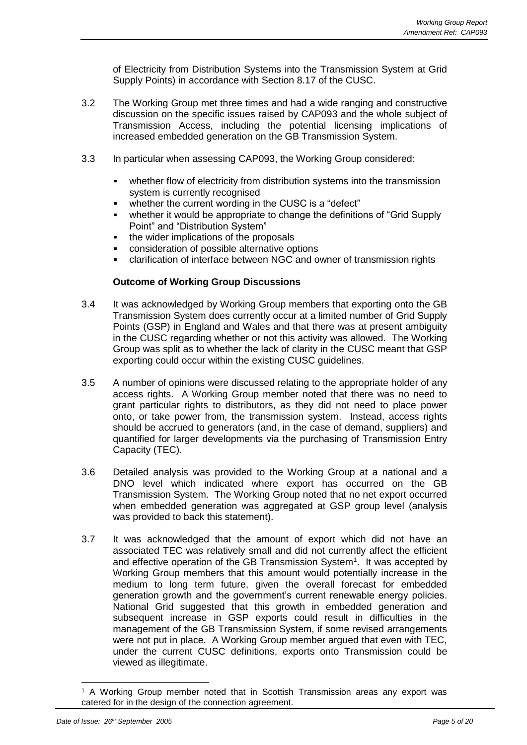of Electricity from Distribution Systems into the Transmission System at Grid Supply Points) in accordance with Section 8.17 of the CUSC.

3.2 The Working Group met three times and had a wide ranging and constructive discussion on the specific issues raised by CAP093 and the whole subject of Transmission Access, including the potential licensing implications of increased embedded generation on the GB Transmission System.

3.3 In particular when assessing CAP093, the Working Group considered:

- whether flow of electricity from distribution systems into the transmission system is currently recognised
- whether the current wording in the CUSC is a "defect"
- whether it would be appropriate to change the definitions of "Grid Supply Point" and "Distribution System"
- the wider implications of the proposals
- consideration of possible alternative options
- clarification of interface between NGC and owner of transmission rights

**Outcome of Working Group Discussions**

3.4 It was acknowledged by Working Group members that exporting onto the GB Transmission System does currently occur at a limited number of Grid Supply Points (GSP) in England and Wales and that there was at present ambiguity in the CUSC regarding whether or not this activity was allowed. The Working Group was split as to whether the lack of clarity in the CUSC meant that GSP exporting could occur within the existing CUSC guidelines.

3.5 A number of opinions were discussed relating to the appropriate holder of any access rights. A Working Group member noted that there was no need to grant particular rights to distributors, as they did not need to place power onto, or take power from, the transmission system. Instead, access rights should be accrued to generators (and, in the case of demand, suppliers) and quantified for larger developments via the purchasing of Transmission Entry Capacity (TEC).

3.6 Detailed analysis was provided to the Working Group at a national and a DNO level which indicated where export has occurred on the GB Transmission System. The Working Group noted that no net export occurred when embedded generation was aggregated at GSP group level (analysis was provided to back this statement).

3.7 It was acknowledged that the amount of export which did not have an associated TEC was relatively small and did not currently affect the efficient and effective operation of the GB Transmission System[1]. It was accepted by Working Group members that this amount would potentially increase in the medium to long term future, given the overall forecast for embedded generation growth and the government's current renewable energy policies. National Grid suggested that this growth in embedded generation and subsequent increase in GSP exports could result in difficulties in the management of the GB Transmission System, if some revised arrangements were not put in place. A Working Group member argued that even with TEC, under the current CUSC definitions, exports onto Transmission could be viewed as illegitimate.

[1] A Working Group member noted that in Scottish Transmission areas any export was catered for in the design of the connection agreement.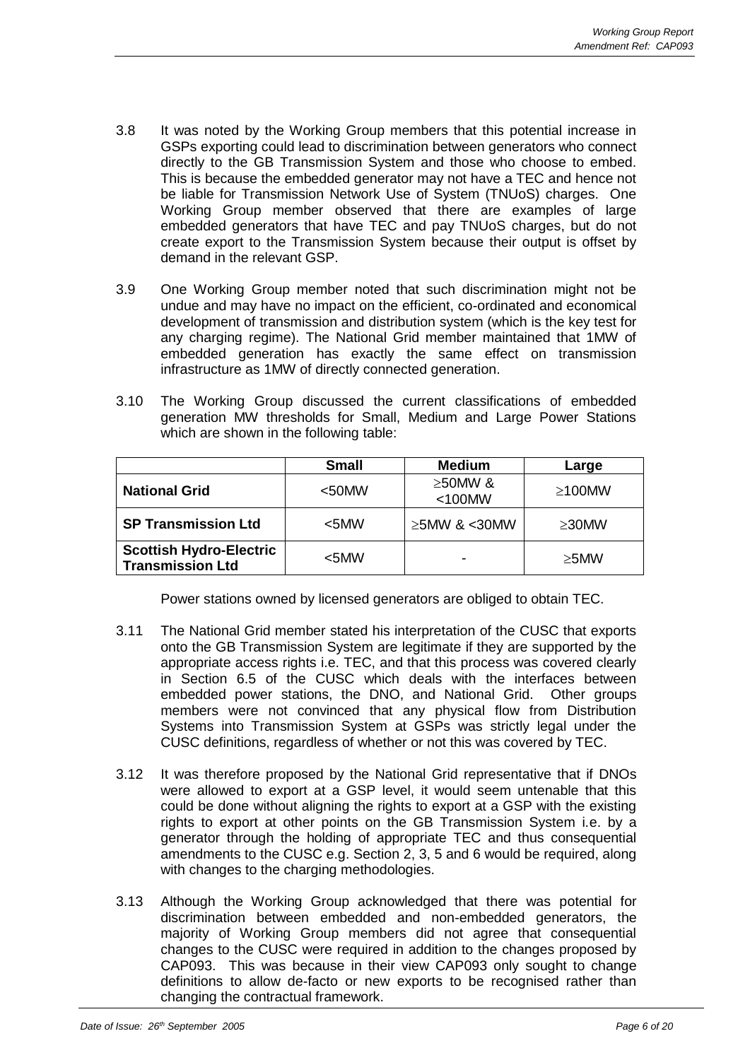3.8 It was noted by the Working Group members that this potential increase in GSPs exporting could lead to discrimination between generators who connect directly to the GB Transmission System and those who choose to embed. This is because the embedded generator may not have a TEC and hence not be liable for Transmission Network Use of System (TNUoS) charges. One Working Group member observed that there are examples of large embedded generators that have TEC and pay TNUoS charges, but do not create export to the Transmission System because their output is offset by demand in the relevant GSP.

3.9 One Working Group member noted that such discrimination might not be undue and may have no impact on the efficient, co-ordinated and economical development of transmission and distribution system (which is the key test for any charging regime). The National Grid member maintained that 1MW of embedded generation has exactly the same effect on transmission infrastructure as 1MW of directly connected generation.

3.10 The Working Group discussed the current classifications of embedded generation MW thresholds for Small, Medium and Large Power Stations which are shown in the following table:

| | Small | Medium | Large |
|---|---|---|---|
| **National Grid** | <50MW | ≥50MW & <100MW | ≥100MW |
| **SP Transmission Ltd** | <5MW | ≥5MW & <30MW | ≥30MW |
| **Scottish Hydro-Electric Transmission Ltd** | <5MW | - | ≥5MW |

Power stations owned by licensed generators are obliged to obtain TEC.

3.11 The National Grid member stated his interpretation of the CUSC that exports onto the GB Transmission System are legitimate if they are supported by the appropriate access rights i.e. TEC, and that this process was covered clearly in Section 6.5 of the CUSC which deals with the interfaces between embedded power stations, the DNO, and National Grid. Other groups members were not convinced that any physical flow from Distribution Systems into Transmission System at GSPs was strictly legal under the CUSC definitions, regardless of whether or not this was covered by TEC.

3.12 It was therefore proposed by the National Grid representative that if DNOs were allowed to export at a GSP level, it would seem untenable that this could be done without aligning the rights to export at a GSP with the existing rights to export at other points on the GB Transmission System i.e. by a generator through the holding of appropriate TEC and thus consequential amendments to the CUSC e.g. Section 2, 3, 5 and 6 would be required, along with changes to the charging methodologies.

3.13 Although the Working Group acknowledged that there was potential for discrimination between embedded and non-embedded generators, the majority of Working Group members did not agree that consequential changes to the CUSC were required in addition to the changes proposed by CAP093. This was because in their view CAP093 only sought to change definitions to allow de-facto or new exports to be recognised rather than changing the contractual framework.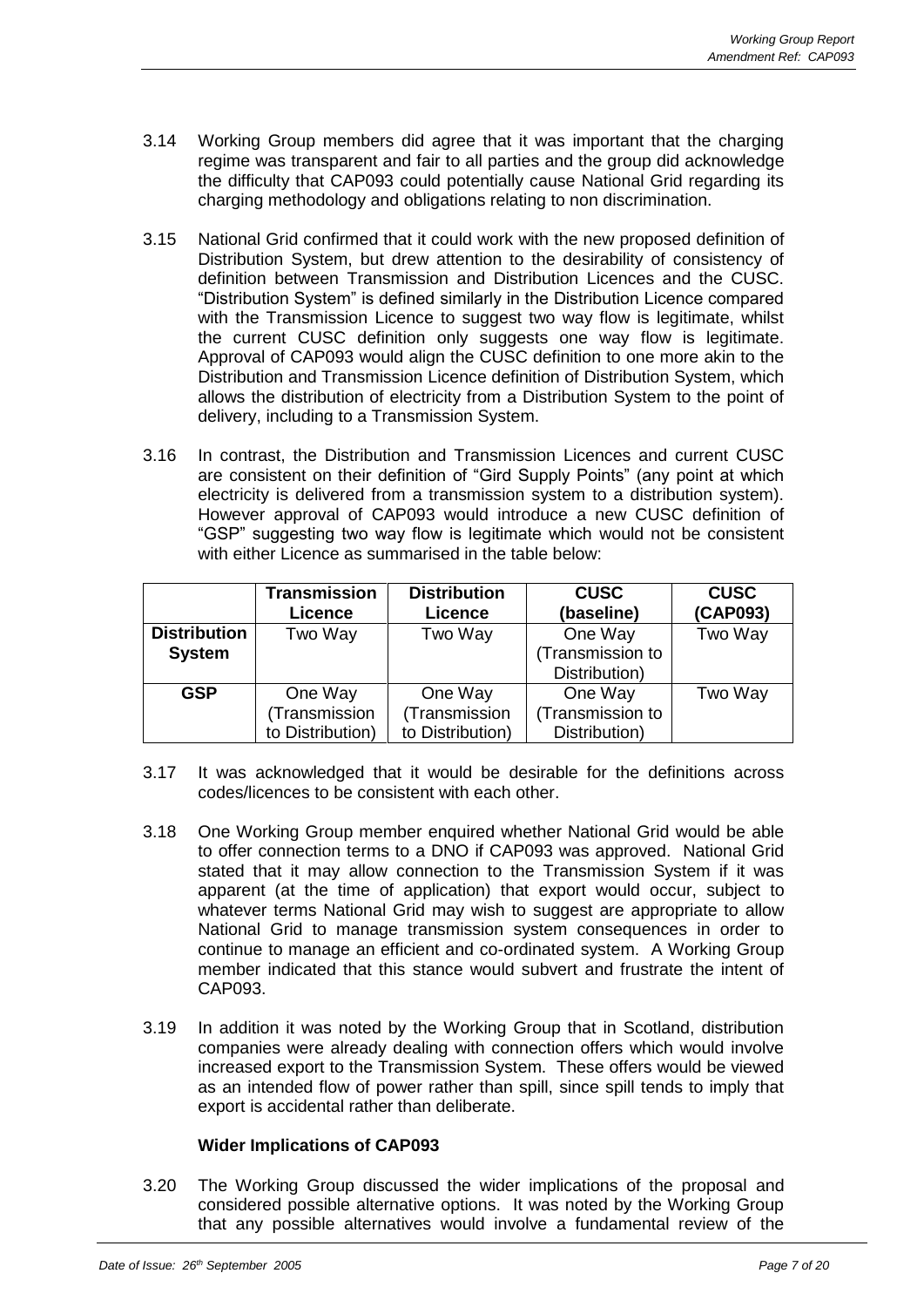3.14 Working Group members did agree that it was important that the charging regime was transparent and fair to all parties and the group did acknowledge the difficulty that CAP093 could potentially cause National Grid regarding its charging methodology and obligations relating to non discrimination.

3.15 National Grid confirmed that it could work with the new proposed definition of Distribution System, but drew attention to the desirability of consistency of definition between Transmission and Distribution Licences and the CUSC. "Distribution System" is defined similarly in the Distribution Licence compared with the Transmission Licence to suggest two way flow is legitimate, whilst the current CUSC definition only suggests one way flow is legitimate. Approval of CAP093 would align the CUSC definition to one more akin to the Distribution and Transmission Licence definition of Distribution System, which allows the distribution of electricity from a Distribution System to the point of delivery, including to a Transmission System.

3.16 In contrast, the Distribution and Transmission Licences and current CUSC are consistent on their definition of "Gird Supply Points" (any point at which electricity is delivered from a transmission system to a distribution system). However approval of CAP093 would introduce a new CUSC definition of "GSP" suggesting two way flow is legitimate which would not be consistent with either Licence as summarised in the table below:

| | **Transmission Licence** | **Distribution Licence** | **CUSC (baseline)** | **CUSC (CAP093)** |
|---|---|---|---|---|
| **Distribution System** | Two Way | Two Way | One Way (Transmission to Distribution) | Two Way |
| **GSP** | One Way (Transmission to Distribution) | One Way (Transmission to Distribution) | One Way (Transmission to Distribution) | Two Way |

3.17 It was acknowledged that it would be desirable for the definitions across codes/licences to be consistent with each other.

3.18 One Working Group member enquired whether National Grid would be able to offer connection terms to a DNO if CAP093 was approved. National Grid stated that it may allow connection to the Transmission System if it was apparent (at the time of application) that export would occur, subject to whatever terms National Grid may wish to suggest are appropriate to allow National Grid to manage transmission system consequences in order to continue to manage an efficient and co-ordinated system. A Working Group member indicated that this stance would subvert and frustrate the intent of CAP093.

3.19 In addition it was noted by the Working Group that in Scotland, distribution companies were already dealing with connection offers which would involve increased export to the Transmission System. These offers would be viewed as an intended flow of power rather than spill, since spill tends to imply that export is accidental rather than deliberate.

**Wider Implications of CAP093**

3.20 The Working Group discussed the wider implications of the proposal and considered possible alternative options. It was noted by the Working Group that any possible alternatives would involve a fundamental review of the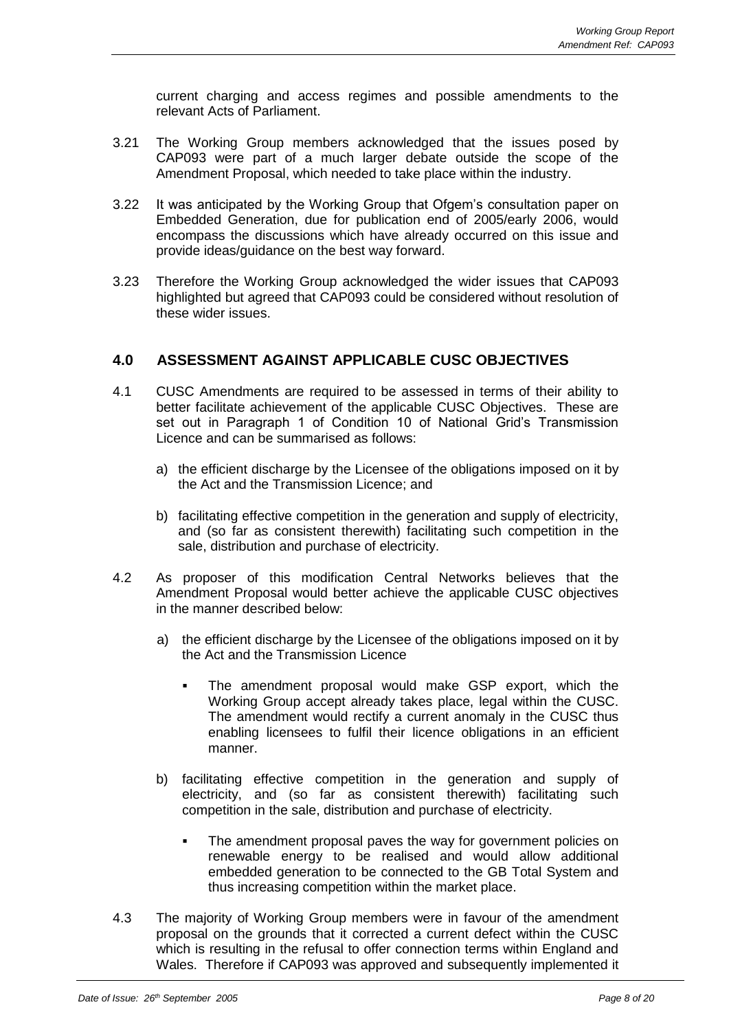current charging and access regimes and possible amendments to the relevant Acts of Parliament.

3.21 The Working Group members acknowledged that the issues posed by CAP093 were part of a much larger debate outside the scope of the Amendment Proposal, which needed to take place within the industry.

3.22 It was anticipated by the Working Group that Ofgem's consultation paper on Embedded Generation, due for publication end of 2005/early 2006, would encompass the discussions which have already occurred on this issue and provide ideas/guidance on the best way forward.

3.23 Therefore the Working Group acknowledged the wider issues that CAP093 highlighted but agreed that CAP093 could be considered without resolution of these wider issues.

## 4.0 ASSESSMENT AGAINST APPLICABLE CUSC OBJECTIVES

4.1 CUSC Amendments are required to be assessed in terms of their ability to better facilitate achievement of the applicable CUSC Objectives. These are set out in Paragraph 1 of Condition 10 of National Grid's Transmission Licence and can be summarised as follows:

a) the efficient discharge by the Licensee of the obligations imposed on it by the Act and the Transmission Licence; and

b) facilitating effective competition in the generation and supply of electricity, and (so far as consistent therewith) facilitating such competition in the sale, distribution and purchase of electricity.

4.2 As proposer of this modification Central Networks believes that the Amendment Proposal would better achieve the applicable CUSC objectives in the manner described below:

a) the efficient discharge by the Licensee of the obligations imposed on it by the Act and the Transmission Licence

- The amendment proposal would make GSP export, which the Working Group accept already takes place, legal within the CUSC. The amendment would rectify a current anomaly in the CUSC thus enabling licensees to fulfil their licence obligations in an efficient manner.

b) facilitating effective competition in the generation and supply of electricity, and (so far as consistent therewith) facilitating such competition in the sale, distribution and purchase of electricity.

- The amendment proposal paves the way for government policies on renewable energy to be realised and would allow additional embedded generation to be connected to the GB Total System and thus increasing competition within the market place.

4.3 The majority of Working Group members were in favour of the amendment proposal on the grounds that it corrected a current defect within the CUSC which is resulting in the refusal to offer connection terms within England and Wales. Therefore if CAP093 was approved and subsequently implemented it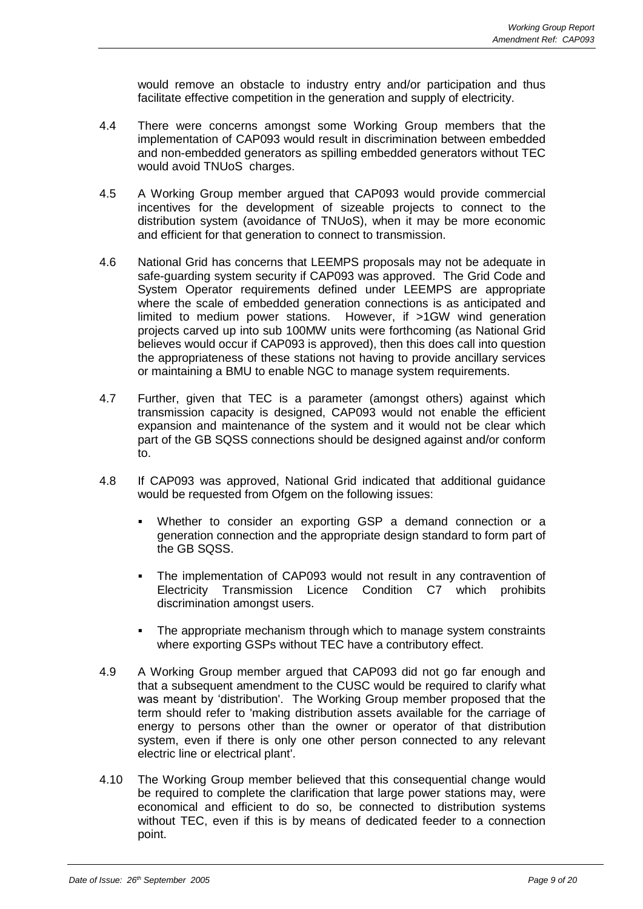would remove an obstacle to industry entry and/or participation and thus facilitate effective competition in the generation and supply of electricity.

4.4 There were concerns amongst some Working Group members that the implementation of CAP093 would result in discrimination between embedded and non-embedded generators as spilling embedded generators without TEC would avoid TNUoS charges.

4.5 A Working Group member argued that CAP093 would provide commercial incentives for the development of sizeable projects to connect to the distribution system (avoidance of TNUoS), when it may be more economic and efficient for that generation to connect to transmission.

4.6 National Grid has concerns that LEEMPS proposals may not be adequate in safe-guarding system security if CAP093 was approved. The Grid Code and System Operator requirements defined under LEEMPS are appropriate where the scale of embedded generation connections is as anticipated and limited to medium power stations. However, if >1GW wind generation projects carved up into sub 100MW units were forthcoming (as National Grid believes would occur if CAP093 is approved), then this does call into question the appropriateness of these stations not having to provide ancillary services or maintaining a BMU to enable NGC to manage system requirements.

4.7 Further, given that TEC is a parameter (amongst others) against which transmission capacity is designed, CAP093 would not enable the efficient expansion and maintenance of the system and it would not be clear which part of the GB SQSS connections should be designed against and/or conform to.

4.8 If CAP093 was approved, National Grid indicated that additional guidance would be requested from Ofgem on the following issues:

- Whether to consider an exporting GSP a demand connection or a generation connection and the appropriate design standard to form part of the GB SQSS.
- The implementation of CAP093 would not result in any contravention of Electricity Transmission Licence Condition C7 which prohibits discrimination amongst users.
- The appropriate mechanism through which to manage system constraints where exporting GSPs without TEC have a contributory effect.

4.9 A Working Group member argued that CAP093 did not go far enough and that a subsequent amendment to the CUSC would be required to clarify what was meant by 'distribution'. The Working Group member proposed that the term should refer to 'making distribution assets available for the carriage of energy to persons other than the owner or operator of that distribution system, even if there is only one other person connected to any relevant electric line or electrical plant'.

4.10 The Working Group member believed that this consequential change would be required to complete the clarification that large power stations may, were economical and efficient to do so, be connected to distribution systems without TEC, even if this is by means of dedicated feeder to a connection point.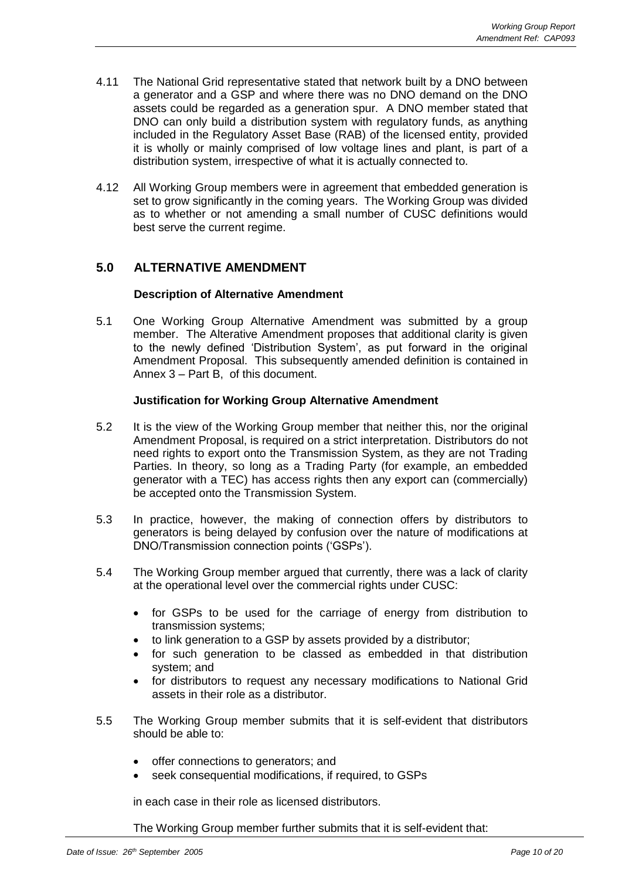4.11 The National Grid representative stated that network built by a DNO between a generator and a GSP and where there was no DNO demand on the DNO assets could be regarded as a generation spur. A DNO member stated that DNO can only build a distribution system with regulatory funds, as anything included in the Regulatory Asset Base (RAB) of the licensed entity, provided it is wholly or mainly comprised of low voltage lines and plant, is part of a distribution system, irrespective of what it is actually connected to.

4.12 All Working Group members were in agreement that embedded generation is set to grow significantly in the coming years. The Working Group was divided as to whether or not amending a small number of CUSC definitions would best serve the current regime.

## 5.0 ALTERNATIVE AMENDMENT

**Description of Alternative Amendment**

5.1 One Working Group Alternative Amendment was submitted by a group member. The Alterative Amendment proposes that additional clarity is given to the newly defined 'Distribution System', as put forward in the original Amendment Proposal. This subsequently amended definition is contained in Annex 3 – Part B, of this document.

**Justification for Working Group Alternative Amendment**

5.2 It is the view of the Working Group member that neither this, nor the original Amendment Proposal, is required on a strict interpretation. Distributors do not need rights to export onto the Transmission System, as they are not Trading Parties. In theory, so long as a Trading Party (for example, an embedded generator with a TEC) has access rights then any export can (commercially) be accepted onto the Transmission System.

5.3 In practice, however, the making of connection offers by distributors to generators is being delayed by confusion over the nature of modifications at DNO/Transmission connection points ('GSPs').

5.4 The Working Group member argued that currently, there was a lack of clarity at the operational level over the commercial rights under CUSC:

- for GSPs to be used for the carriage of energy from distribution to transmission systems;
- to link generation to a GSP by assets provided by a distributor;
- for such generation to be classed as embedded in that distribution system; and
- for distributors to request any necessary modifications to National Grid assets in their role as a distributor.

5.5 The Working Group member submits that it is self-evident that distributors should be able to:

- offer connections to generators; and
- seek consequential modifications, if required, to GSPs

in each case in their role as licensed distributors.

The Working Group member further submits that it is self-evident that: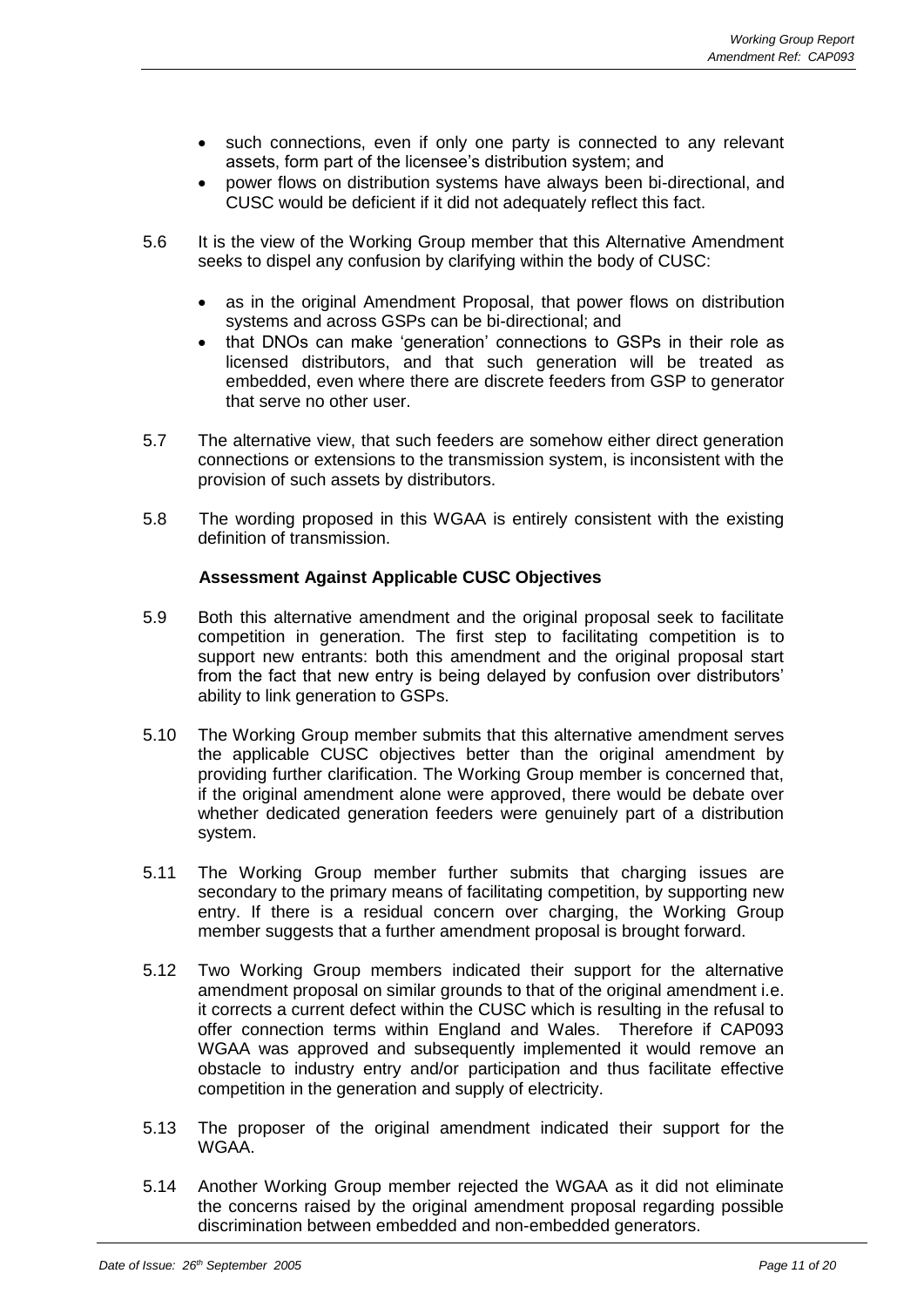- such connections, even if only one party is connected to any relevant assets, form part of the licensee's distribution system; and
- power flows on distribution systems have always been bi-directional, and CUSC would be deficient if it did not adequately reflect this fact.

5.6 It is the view of the Working Group member that this Alternative Amendment seeks to dispel any confusion by clarifying within the body of CUSC:

- as in the original Amendment Proposal, that power flows on distribution systems and across GSPs can be bi-directional; and
- that DNOs can make 'generation' connections to GSPs in their role as licensed distributors, and that such generation will be treated as embedded, even where there are discrete feeders from GSP to generator that serve no other user.

5.7 The alternative view, that such feeders are somehow either direct generation connections or extensions to the transmission system, is inconsistent with the provision of such assets by distributors.

5.8 The wording proposed in this WGAA is entirely consistent with the existing definition of transmission.

**Assessment Against Applicable CUSC Objectives**

5.9 Both this alternative amendment and the original proposal seek to facilitate competition in generation. The first step to facilitating competition is to support new entrants: both this amendment and the original proposal start from the fact that new entry is being delayed by confusion over distributors' ability to link generation to GSPs.

5.10 The Working Group member submits that this alternative amendment serves the applicable CUSC objectives better than the original amendment by providing further clarification. The Working Group member is concerned that, if the original amendment alone were approved, there would be debate over whether dedicated generation feeders were genuinely part of a distribution system.

5.11 The Working Group member further submits that charging issues are secondary to the primary means of facilitating competition, by supporting new entry. If there is a residual concern over charging, the Working Group member suggests that a further amendment proposal is brought forward.

5.12 Two Working Group members indicated their support for the alternative amendment proposal on similar grounds to that of the original amendment i.e. it corrects a current defect within the CUSC which is resulting in the refusal to offer connection terms within England and Wales. Therefore if CAP093 WGAA was approved and subsequently implemented it would remove an obstacle to industry entry and/or participation and thus facilitate effective competition in the generation and supply of electricity.

5.13 The proposer of the original amendment indicated their support for the WGAA.

5.14 Another Working Group member rejected the WGAA as it did not eliminate the concerns raised by the original amendment proposal regarding possible discrimination between embedded and non-embedded generators.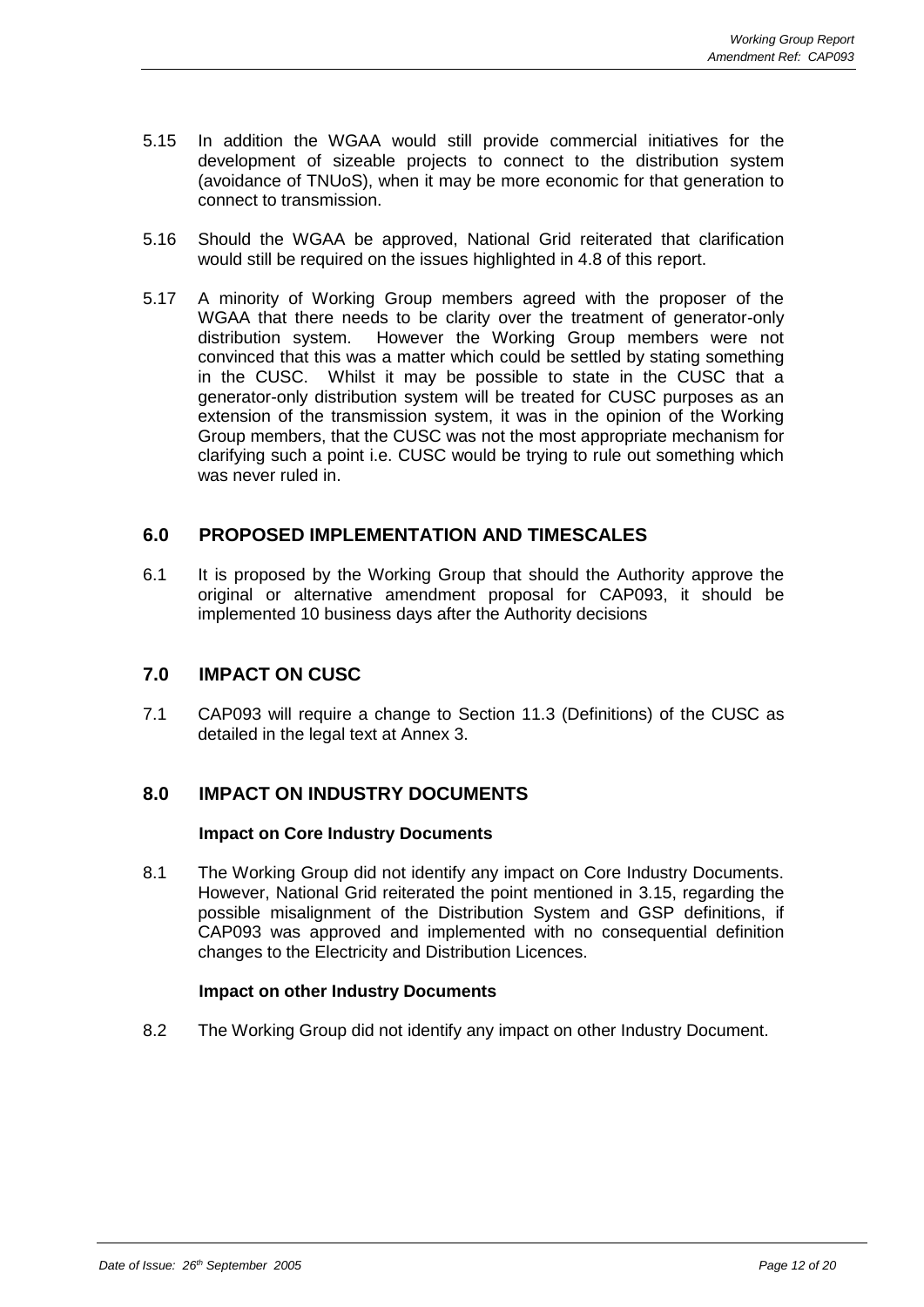5.15 In addition the WGAA would still provide commercial initiatives for the development of sizeable projects to connect to the distribution system (avoidance of TNUoS), when it may be more economic for that generation to connect to transmission.

5.16 Should the WGAA be approved, National Grid reiterated that clarification would still be required on the issues highlighted in 4.8 of this report.

5.17 A minority of Working Group members agreed with the proposer of the WGAA that there needs to be clarity over the treatment of generator-only distribution system. However the Working Group members were not convinced that this was a matter which could be settled by stating something in the CUSC. Whilst it may be possible to state in the CUSC that a generator-only distribution system will be treated for CUSC purposes as an extension of the transmission system, it was in the opinion of the Working Group members, that the CUSC was not the most appropriate mechanism for clarifying such a point i.e. CUSC would be trying to rule out something which was never ruled in.

## 6.0 PROPOSED IMPLEMENTATION AND TIMESCALES

6.1 It is proposed by the Working Group that should the Authority approve the original or alternative amendment proposal for CAP093, it should be implemented 10 business days after the Authority decisions

## 7.0 IMPACT ON CUSC

7.1 CAP093 will require a change to Section 11.3 (Definitions) of the CUSC as detailed in the legal text at Annex 3.

## 8.0 IMPACT ON INDUSTRY DOCUMENTS

**Impact on Core Industry Documents**

8.1 The Working Group did not identify any impact on Core Industry Documents. However, National Grid reiterated the point mentioned in 3.15, regarding the possible misalignment of the Distribution System and GSP definitions, if CAP093 was approved and implemented with no consequential definition changes to the Electricity and Distribution Licences.

**Impact on other Industry Documents**

8.2 The Working Group did not identify any impact on other Industry Document.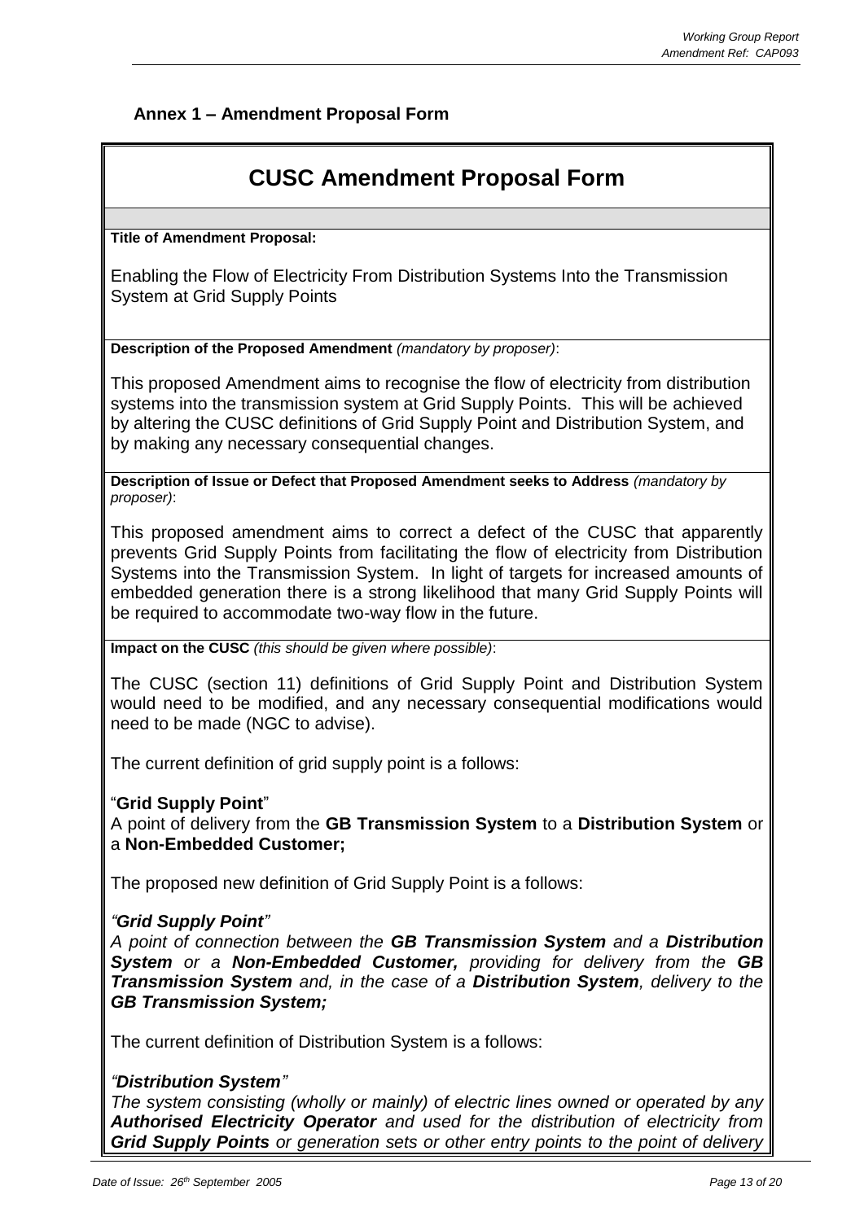## Annex 1 – Amendment Proposal Form

# CUSC Amendment Proposal Form

**Title of Amendment Proposal:**

Enabling the Flow of Electricity From Distribution Systems Into the Transmission System at Grid Supply Points

**Description of the Proposed Amendment** *(mandatory by proposer)*:

This proposed Amendment aims to recognise the flow of electricity from distribution systems into the transmission system at Grid Supply Points. This will be achieved by altering the CUSC definitions of Grid Supply Point and Distribution System, and by making any necessary consequential changes.

**Description of Issue or Defect that Proposed Amendment seeks to Address** *(mandatory by proposer)*:

This proposed amendment aims to correct a defect of the CUSC that apparently prevents Grid Supply Points from facilitating the flow of electricity from Distribution Systems into the Transmission System. In light of targets for increased amounts of embedded generation there is a strong likelihood that many Grid Supply Points will be required to accommodate two-way flow in the future.

**Impact on the CUSC** *(this should be given where possible)*:

The CUSC (section 11) definitions of Grid Supply Point and Distribution System would need to be modified, and any necessary consequential modifications would need to be made (NGC to advise).

The current definition of grid supply point is a follows:

"**Grid Supply Point**"
A point of delivery from the **GB Transmission System** to a **Distribution System** or a **Non-Embedded Customer;**

The proposed new definition of Grid Supply Point is a follows:

*"**Grid Supply Point**"*
*A point of connection between the **GB Transmission System** and a **Distribution System** or a **Non-Embedded Customer,** providing for delivery from the **GB Transmission System** and, in the case of a **Distribution System**, delivery to the **GB Transmission System;***

The current definition of Distribution System is a follows:

*"**Distribution System**"*
*The system consisting (wholly or mainly) of electric lines owned or operated by any **Authorised Electricity Operator** and used for the distribution of electricity from **Grid Supply Points** or generation sets or other entry points to the point of delivery*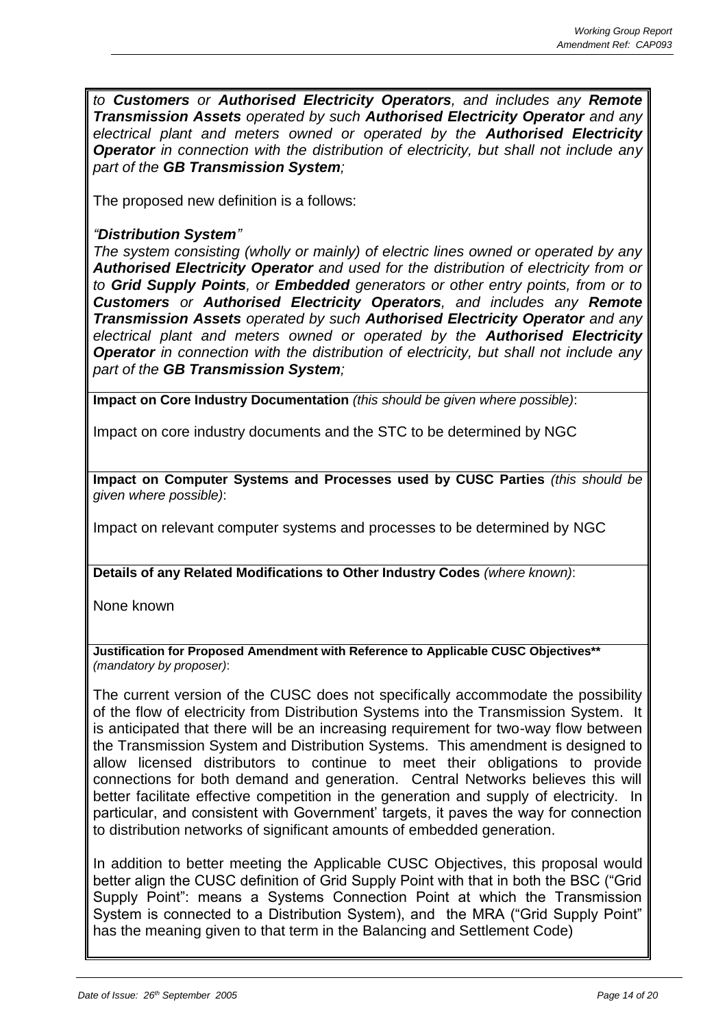*to **Customers** or **Authorised Electricity Operators**, and includes any **Remote Transmission Assets** operated by such **Authorised Electricity Operator** and any electrical plant and meters owned or operated by the **Authorised Electricity Operator** in connection with the distribution of electricity, but shall not include any part of the **GB Transmission System**;*

The proposed new definition is a follows:

*"**Distribution System**"*
*The system consisting (wholly or mainly) of electric lines owned or operated by any **Authorised Electricity Operator** and used for the distribution of electricity from or to **Grid Supply Points**, or **Embedded** generators or other entry points, from or to **Customers** or **Authorised Electricity Operators**, and includes any **Remote Transmission Assets** operated by such **Authorised Electricity Operator** and any electrical plant and meters owned or operated by the **Authorised Electricity Operator** in connection with the distribution of electricity, but shall not include any part of the **GB Transmission System**;*

**Impact on Core Industry Documentation** *(this should be given where possible)*:

Impact on core industry documents and the STC to be determined by NGC

**Impact on Computer Systems and Processes used by CUSC Parties** *(this should be given where possible)*:

Impact on relevant computer systems and processes to be determined by NGC

**Details of any Related Modifications to Other Industry Codes** *(where known)*:

None known

**Justification for Proposed Amendment with Reference to Applicable CUSC Objectives**** *(mandatory by proposer)*:

The current version of the CUSC does not specifically accommodate the possibility of the flow of electricity from Distribution Systems into the Transmission System. It is anticipated that there will be an increasing requirement for two-way flow between the Transmission System and Distribution Systems. This amendment is designed to allow licensed distributors to continue to meet their obligations to provide connections for both demand and generation. Central Networks believes this will better facilitate effective competition in the generation and supply of electricity. In particular, and consistent with Government' targets, it paves the way for connection to distribution networks of significant amounts of embedded generation.

In addition to better meeting the Applicable CUSC Objectives, this proposal would better align the CUSC definition of Grid Supply Point with that in both the BSC ("Grid Supply Point": means a Systems Connection Point at which the Transmission System is connected to a Distribution System), and the MRA ("Grid Supply Point" has the meaning given to that term in the Balancing and Settlement Code)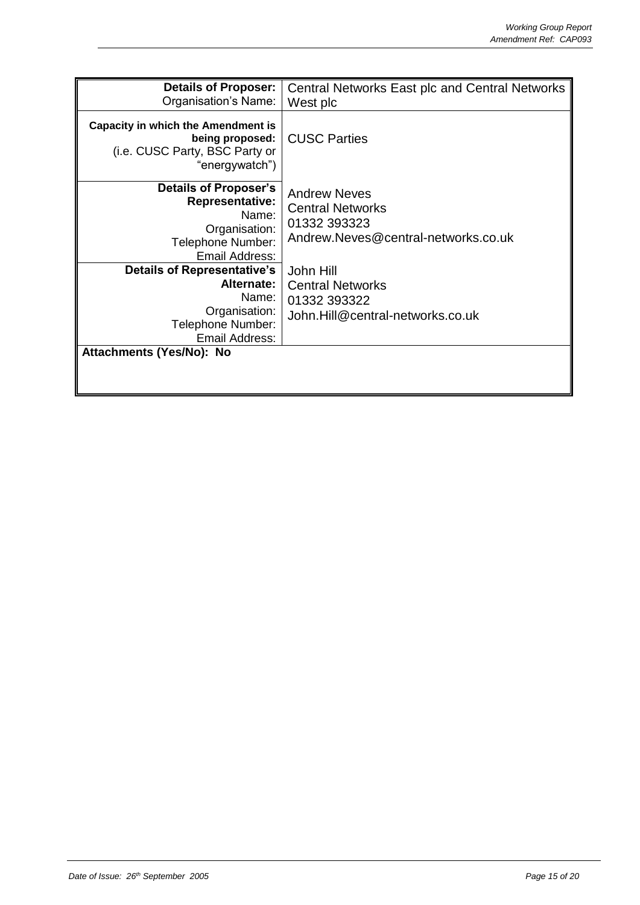| **Details of Proposer:** Organisation's Name: | Central Networks East plc and Central Networks West plc |
|---|---|
| **Capacity in which the Amendment is being proposed:** (i.e. CUSC Party, BSC Party or "energywatch") | CUSC Parties |
| **Details of Proposer's Representative:** Name: Organisation: Telephone Number: Email Address: | Andrew Neves<br>Central Networks<br>01332 393323<br>Andrew.Neves@central-networks.co.uk |
| **Details of Representative's Alternate:** Name: Organisation: Telephone Number: Email Address: | John Hill<br>Central Networks<br>01332 393322<br>John.Hill@central-networks.co.uk |
| **Attachments (Yes/No): No** | |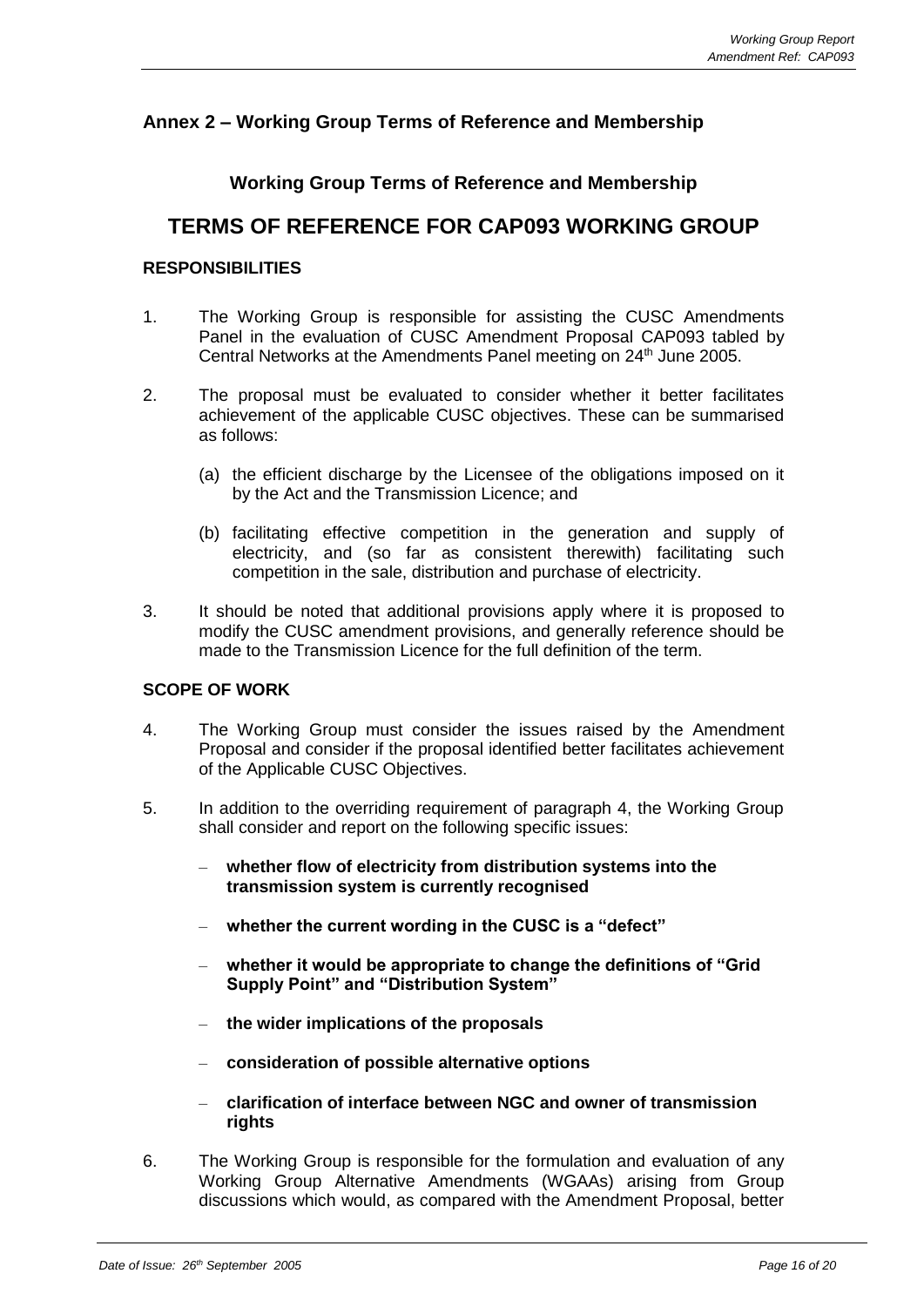## Annex 2 – Working Group Terms of Reference and Membership

### Working Group Terms of Reference and Membership

# TERMS OF REFERENCE FOR CAP093 WORKING GROUP

**RESPONSIBILITIES**

1. The Working Group is responsible for assisting the CUSC Amendments Panel in the evaluation of CUSC Amendment Proposal CAP093 tabled by Central Networks at the Amendments Panel meeting on 24th June 2005.

2. The proposal must be evaluated to consider whether it better facilitates achievement of the applicable CUSC objectives. These can be summarised as follows:

   (a) the efficient discharge by the Licensee of the obligations imposed on it by the Act and the Transmission Licence; and

   (b) facilitating effective competition in the generation and supply of electricity, and (so far as consistent therewith) facilitating such competition in the sale, distribution and purchase of electricity.

3. It should be noted that additional provisions apply where it is proposed to modify the CUSC amendment provisions, and generally reference should be made to the Transmission Licence for the full definition of the term.

**SCOPE OF WORK**

4. The Working Group must consider the issues raised by the Amendment Proposal and consider if the proposal identified better facilitates achievement of the Applicable CUSC Objectives.

5. In addition to the overriding requirement of paragraph 4, the Working Group shall consider and report on the following specific issues:

   - **whether flow of electricity from distribution systems into the transmission system is currently recognised**
   - **whether the current wording in the CUSC is a "defect"**
   - **whether it would be appropriate to change the definitions of "Grid Supply Point" and "Distribution System"**
   - **the wider implications of the proposals**
   - **consideration of possible alternative options**
   - **clarification of interface between NGC and owner of transmission rights**

6. The Working Group is responsible for the formulation and evaluation of any Working Group Alternative Amendments (WGAAs) arising from Group discussions which would, as compared with the Amendment Proposal, better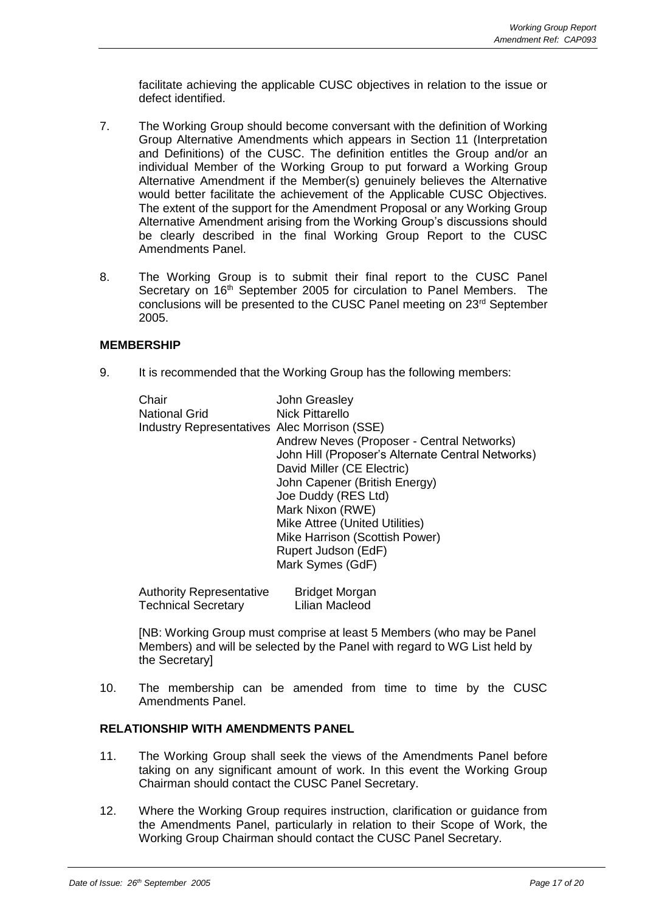facilitate achieving the applicable CUSC objectives in relation to the issue or defect identified.

7. The Working Group should become conversant with the definition of Working Group Alternative Amendments which appears in Section 11 (Interpretation and Definitions) of the CUSC. The definition entitles the Group and/or an individual Member of the Working Group to put forward a Working Group Alternative Amendment if the Member(s) genuinely believes the Alternative would better facilitate the achievement of the Applicable CUSC Objectives. The extent of the support for the Amendment Proposal or any Working Group Alternative Amendment arising from the Working Group's discussions should be clearly described in the final Working Group Report to the CUSC Amendments Panel.

8. The Working Group is to submit their final report to the CUSC Panel Secretary on 16th September 2005 for circulation to Panel Members. The conclusions will be presented to the CUSC Panel meeting on 23rd September 2005.

## MEMBERSHIP

9. It is recommended that the Working Group has the following members:

| | |
|---|---|
| Chair | John Greasley |
| National Grid | Nick Pittarello |
| Industry Representatives | Alec Morrison (SSE) |
| | Andrew Neves (Proposer - Central Networks) |
| | John Hill (Proposer's Alternate Central Networks) |
| | David Miller (CE Electric) |
| | John Capener (British Energy) |
| | Joe Duddy (RES Ltd) |
| | Mark Nixon (RWE) |
| | Mike Attree (United Utilities) |
| | Mike Harrison (Scottish Power) |
| | Rupert Judson (EdF) |
| | Mark Symes (GdF) |
| Authority Representative | Bridget Morgan |
| Technical Secretary | Lilian Macleod |

[NB: Working Group must comprise at least 5 Members (who may be Panel Members) and will be selected by the Panel with regard to WG List held by the Secretary]

10. The membership can be amended from time to time by the CUSC Amendments Panel.

## RELATIONSHIP WITH AMENDMENTS PANEL

11. The Working Group shall seek the views of the Amendments Panel before taking on any significant amount of work. In this event the Working Group Chairman should contact the CUSC Panel Secretary.

12. Where the Working Group requires instruction, clarification or guidance from the Amendments Panel, particularly in relation to their Scope of Work, the Working Group Chairman should contact the CUSC Panel Secretary.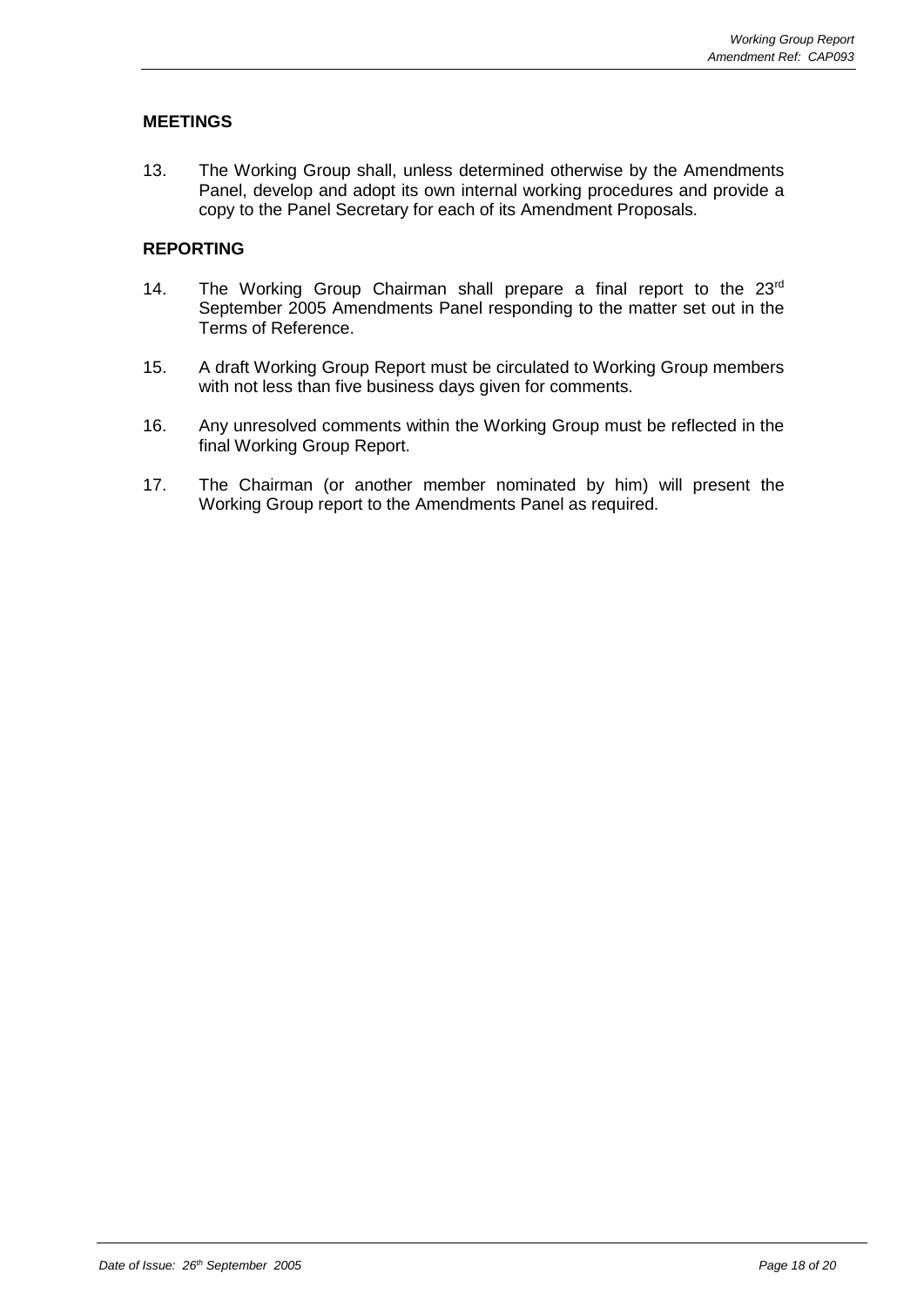## MEETINGS

13. The Working Group shall, unless determined otherwise by the Amendments Panel, develop and adopt its own internal working procedures and provide a copy to the Panel Secretary for each of its Amendment Proposals.

## REPORTING

14. The Working Group Chairman shall prepare a final report to the 23rd September 2005 Amendments Panel responding to the matter set out in the Terms of Reference.

15. A draft Working Group Report must be circulated to Working Group members with not less than five business days given for comments.

16. Any unresolved comments within the Working Group must be reflected in the final Working Group Report.

17. The Chairman (or another member nominated by him) will present the Working Group report to the Amendments Panel as required.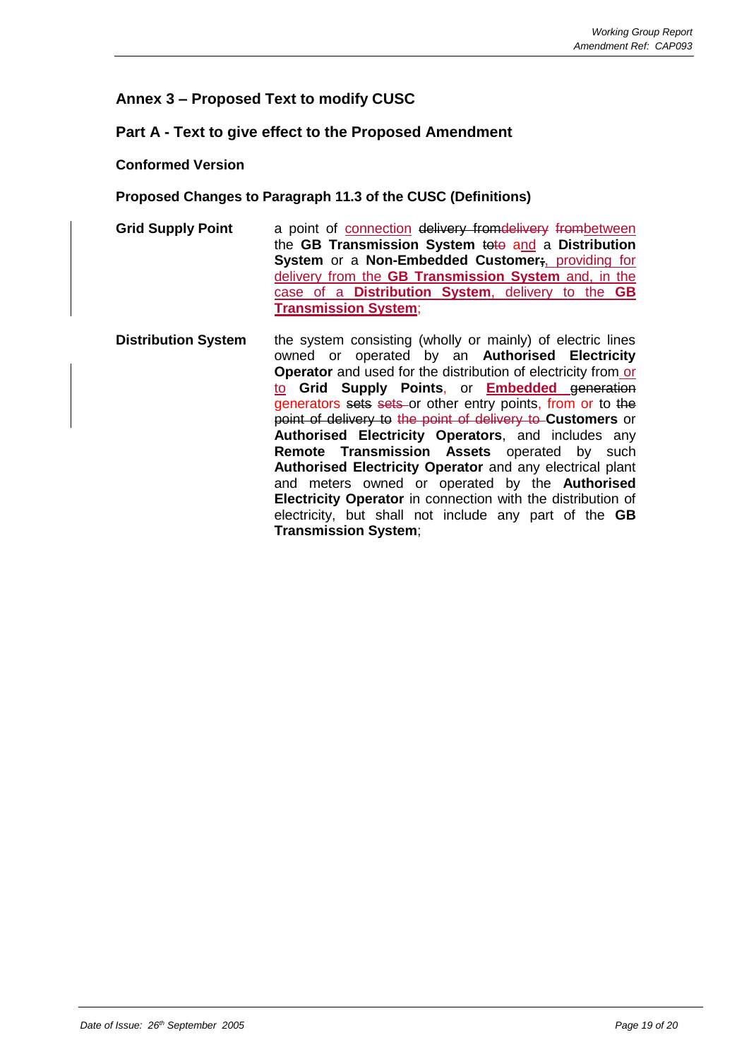## Annex 3 – Proposed Text to modify CUSC

## Part A - Text to give effect to the Proposed Amendment

**Conformed Version**

**Proposed Changes to Paragraph 11.3 of the CUSC (Definitions)**

| | |
|---|---|
| **Grid Supply Point** | a point of connection ~~delivery from~~~~delivery from~~between the **GB Transmission System** ~~to~~~~to~~ and a **Distribution System** or a **Non-Embedded Customer**~~;~~, providing for delivery from the **GB Transmission System** and, in the case of a **Distribution System**, delivery to the **GB Transmission System**; |
| **Distribution System** | the system consisting (wholly or mainly) of electric lines owned or operated by an **Authorised Electricity Operator** and used for the distribution of electricity from or to **Grid Supply Points**, or **Embedded** ~~generation~~ generators ~~sets~~ ~~sets~~ or other entry points, from or to ~~the point of delivery to~~ ~~the point of delivery to~~ **Customers** or **Authorised Electricity Operators**, and includes any **Remote Transmission Assets** operated by such **Authorised Electricity Operator** and any electrical plant and meters owned or operated by the **Authorised Electricity Operator** in connection with the distribution of electricity, but shall not include any part of the **GB Transmission System**; |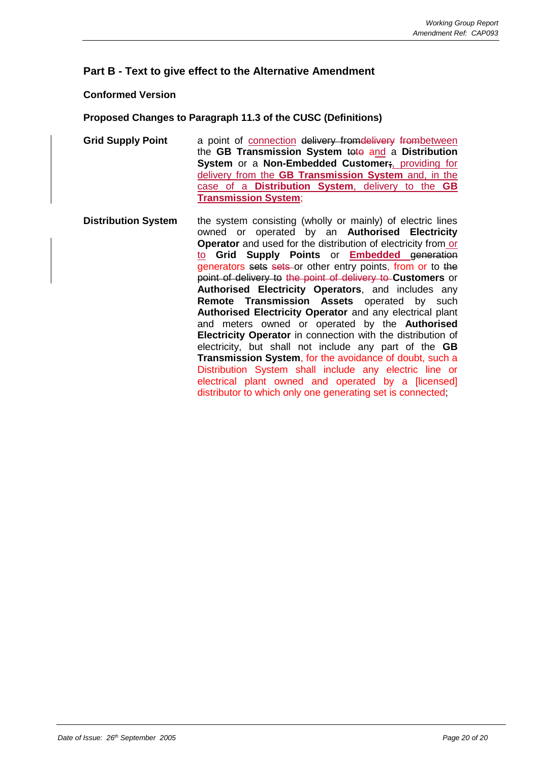## Part B - Text to give effect to the Alternative Amendment

**Conformed Version**

**Proposed Changes to Paragraph 11.3 of the CUSC (Definitions)**

| | |
|---|---|
| **Grid Supply Point** | a point of connection ~~delivery from~~~~delivery~~ ~~from~~between the **GB Transmission System** ~~to~~~~to~~ and a **Distribution System** or a **Non-Embedded Customer**~~;~~, providing for delivery from the **GB Transmission System** and, in the case of a **Distribution System**, delivery to the **GB Transmission System**; |
| **Distribution System** | the system consisting (wholly or mainly) of electric lines owned or operated by an **Authorised Electricity Operator** and used for the distribution of electricity from or to **Grid Supply Points** or **Embedded** ~~generation~~ generators ~~sets~~ ~~sets~~ or other entry points, from or to ~~the point of delivery to~~ ~~the point of delivery to~~ **Customers** or **Authorised Electricity Operators**, and includes any **Remote Transmission Assets** operated by such **Authorised Electricity Operator** and any electrical plant and meters owned or operated by the **Authorised Electricity Operator** in connection with the distribution of electricity, but shall not include any part of the **GB Transmission System**, for the avoidance of doubt, such a Distribution System shall include any electric line or electrical plant owned and operated by a [licensed] distributor to which only one generating set is connected; |